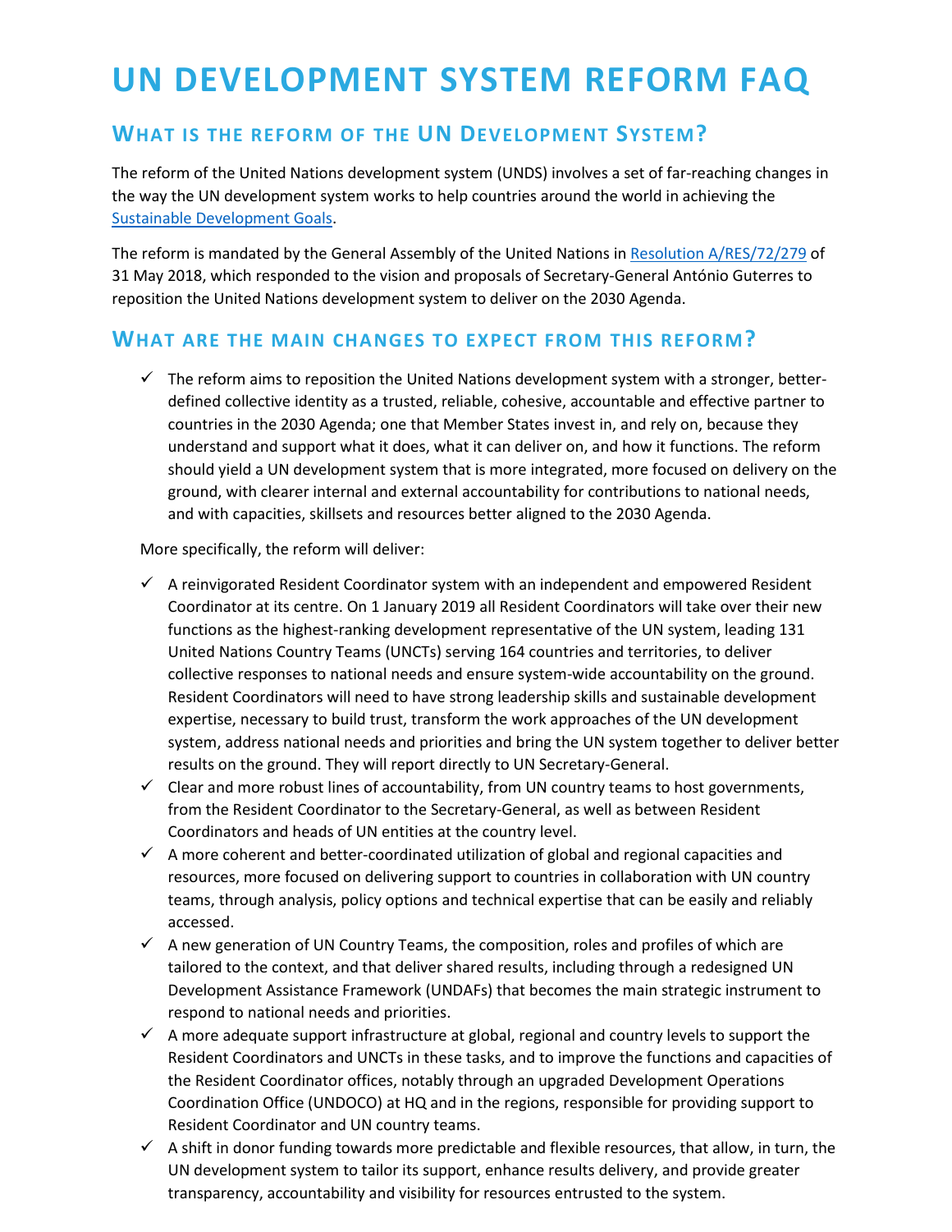# UN DEVELOPMENT SYSTEM REFORM FAQ

## What is the reform of the UN Development System?

The reform of the United Nations development system (UNDS) involves a set of far-reaching changes in the way the UN development system works to help countries around the world in achieving the Sustainable Development Goals.

The reform is mandated by the General Assembly of the United Nations in Resolution A/RES/72/279 of 31 May 2018, which responded to the vision and proposals of Secretary-General António Guterres to reposition the United Nations development system to deliver on the 2030 Agenda.

## What are the main changes to expect from this reform?

- ✓ The reform aims to reposition the United Nations development system with a stronger, better-defined collective identity as a trusted, reliable, cohesive, accountable and effective partner to countries in the 2030 Agenda; one that Member States invest in, and rely on, because they understand and support what it does, what it can deliver on, and how it functions. The reform should yield a UN development system that is more integrated, more focused on delivery on the ground, with clearer internal and external accountability for contributions to national needs, and with capacities, skillsets and resources better aligned to the 2030 Agenda.

More specifically, the reform will deliver:

- ✓ A reinvigorated Resident Coordinator system with an independent and empowered Resident Coordinator at its centre. On 1 January 2019 all Resident Coordinators will take over their new functions as the highest-ranking development representative of the UN system, leading 131 United Nations Country Teams (UNCTs) serving 164 countries and territories, to deliver collective responses to national needs and ensure system-wide accountability on the ground. Resident Coordinators will need to have strong leadership skills and sustainable development expertise, necessary to build trust, transform the work approaches of the UN development system, address national needs and priorities and bring the UN system together to deliver better results on the ground. They will report directly to UN Secretary-General.
- ✓ Clear and more robust lines of accountability, from UN country teams to host governments, from the Resident Coordinator to the Secretary-General, as well as between Resident Coordinators and heads of UN entities at the country level.
- ✓ A more coherent and better-coordinated utilization of global and regional capacities and resources, more focused on delivering support to countries in collaboration with UN country teams, through analysis, policy options and technical expertise that can be easily and reliably accessed.
- ✓ A new generation of UN Country Teams, the composition, roles and profiles of which are tailored to the context, and that deliver shared results, including through a redesigned UN Development Assistance Framework (UNDAFs) that becomes the main strategic instrument to respond to national needs and priorities.
- ✓ A more adequate support infrastructure at global, regional and country levels to support the Resident Coordinators and UNCTs in these tasks, and to improve the functions and capacities of the Resident Coordinator offices, notably through an upgraded Development Operations Coordination Office (UNDOCO) at HQ and in the regions, responsible for providing support to Resident Coordinator and UN country teams.
- ✓ A shift in donor funding towards more predictable and flexible resources, that allow, in turn, the UN development system to tailor its support, enhance results delivery, and provide greater transparency, accountability and visibility for resources entrusted to the system.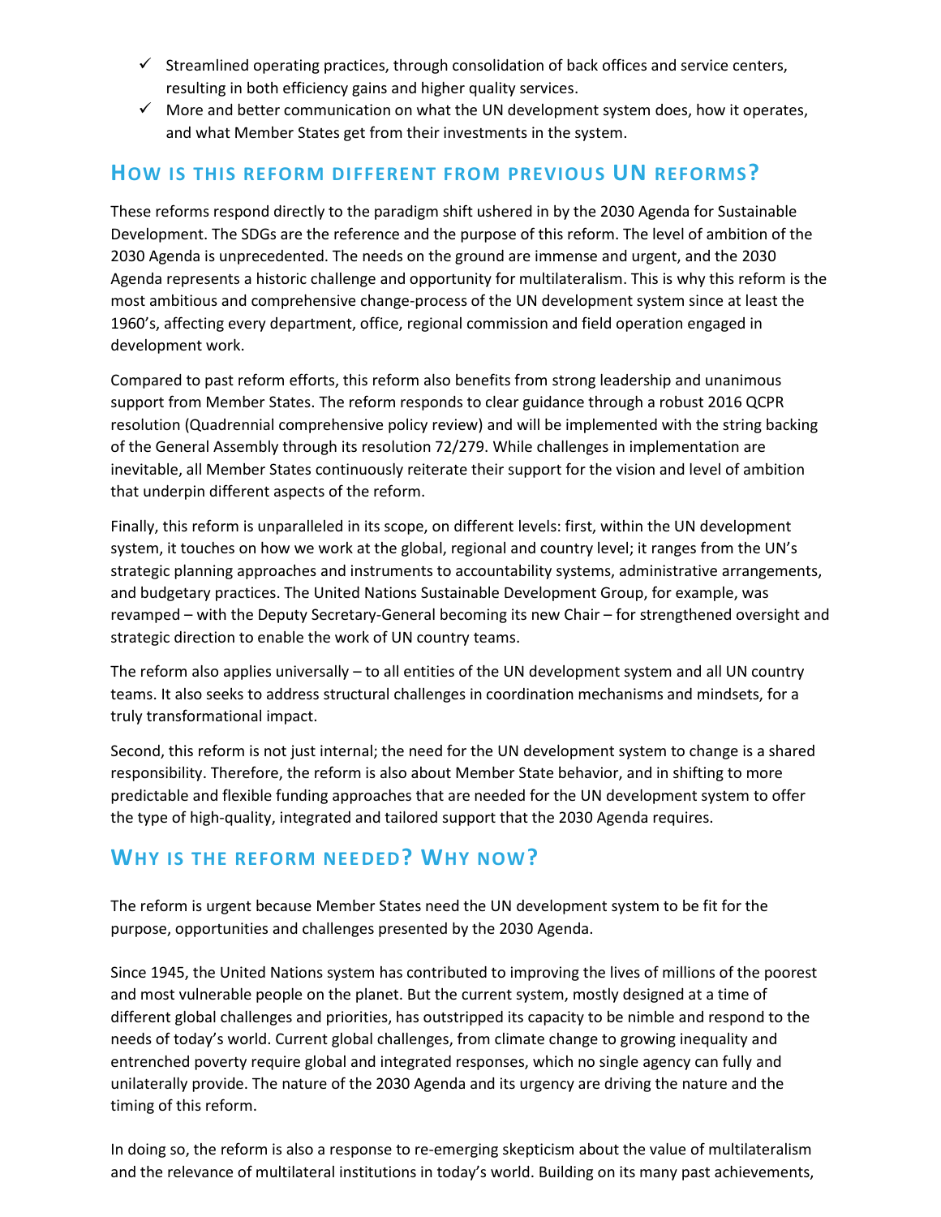- ✓ Streamlined operating practices, through consolidation of back offices and service centers, resulting in both efficiency gains and higher quality services.
- ✓ More and better communication on what the UN development system does, how it operates, and what Member States get from their investments in the system.

## How is this reform different from previous UN reforms?

These reforms respond directly to the paradigm shift ushered in by the 2030 Agenda for Sustainable Development. The SDGs are the reference and the purpose of this reform. The level of ambition of the 2030 Agenda is unprecedented. The needs on the ground are immense and urgent, and the 2030 Agenda represents a historic challenge and opportunity for multilateralism. This is why this reform is the most ambitious and comprehensive change-process of the UN development system since at least the 1960's, affecting every department, office, regional commission and field operation engaged in development work.

Compared to past reform efforts, this reform also benefits from strong leadership and unanimous support from Member States. The reform responds to clear guidance through a robust 2016 QCPR resolution (Quadrennial comprehensive policy review) and will be implemented with the string backing of the General Assembly through its resolution 72/279. While challenges in implementation are inevitable, all Member States continuously reiterate their support for the vision and level of ambition that underpin different aspects of the reform.

Finally, this reform is unparalleled in its scope, on different levels: first, within the UN development system, it touches on how we work at the global, regional and country level; it ranges from the UN's strategic planning approaches and instruments to accountability systems, administrative arrangements, and budgetary practices. The United Nations Sustainable Development Group, for example, was revamped – with the Deputy Secretary-General becoming its new Chair – for strengthened oversight and strategic direction to enable the work of UN country teams.

The reform also applies universally – to all entities of the UN development system and all UN country teams. It also seeks to address structural challenges in coordination mechanisms and mindsets, for a truly transformational impact.

Second, this reform is not just internal; the need for the UN development system to change is a shared responsibility. Therefore, the reform is also about Member State behavior, and in shifting to more predictable and flexible funding approaches that are needed for the UN development system to offer the type of high-quality, integrated and tailored support that the 2030 Agenda requires.

## Why is the reform needed? Why now?

The reform is urgent because Member States need the UN development system to be fit for the purpose, opportunities and challenges presented by the 2030 Agenda.

Since 1945, the United Nations system has contributed to improving the lives of millions of the poorest and most vulnerable people on the planet. But the current system, mostly designed at a time of different global challenges and priorities, has outstripped its capacity to be nimble and respond to the needs of today's world. Current global challenges, from climate change to growing inequality and entrenched poverty require global and integrated responses, which no single agency can fully and unilaterally provide. The nature of the 2030 Agenda and its urgency are driving the nature and the timing of this reform.

In doing so, the reform is also a response to re-emerging skepticism about the value of multilateralism and the relevance of multilateral institutions in today's world. Building on its many past achievements,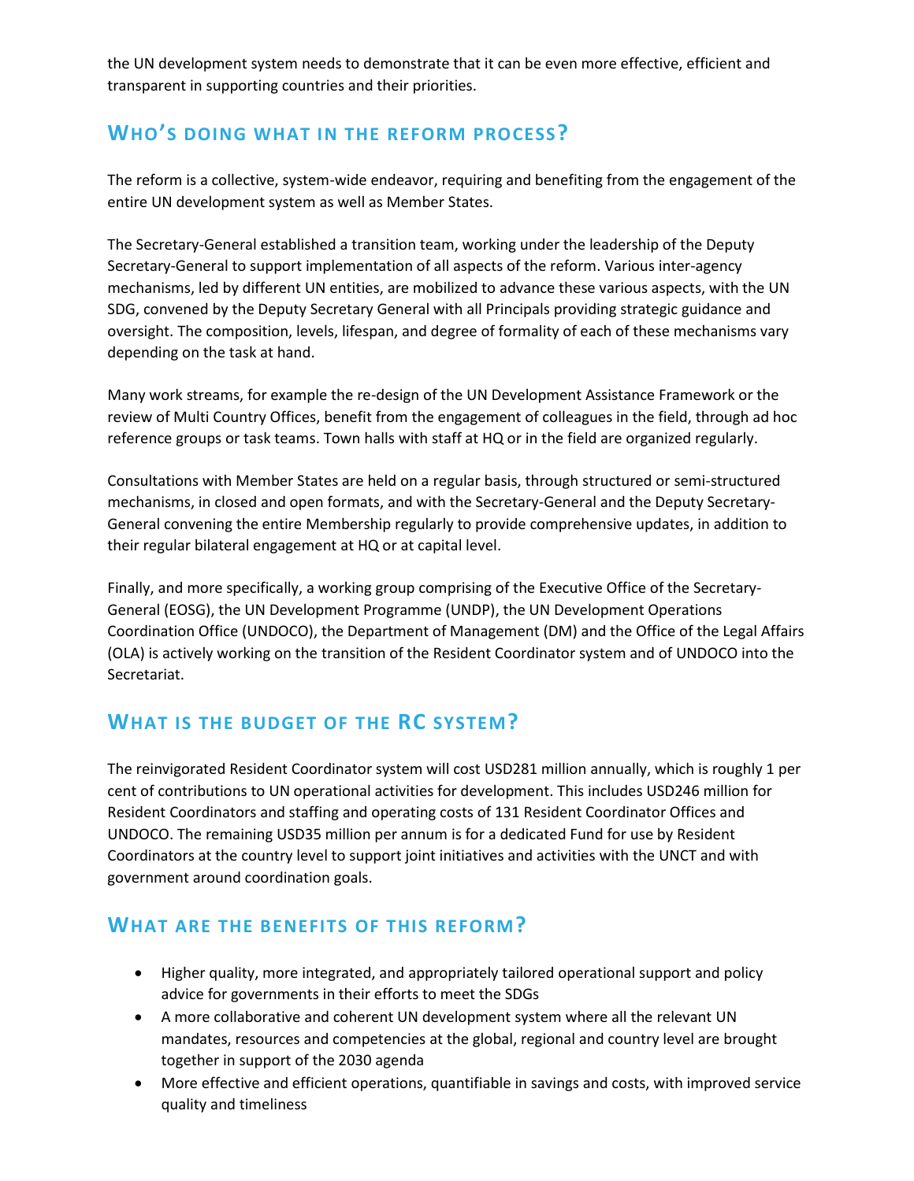the UN development system needs to demonstrate that it can be even more effective, efficient and transparent in supporting countries and their priorities.

## Who's doing what in the reform process?

The reform is a collective, system-wide endeavor, requiring and benefiting from the engagement of the entire UN development system as well as Member States.

The Secretary-General established a transition team, working under the leadership of the Deputy Secretary-General to support implementation of all aspects of the reform. Various inter-agency mechanisms, led by different UN entities, are mobilized to advance these various aspects, with the UN SDG, convened by the Deputy Secretary General with all Principals providing strategic guidance and oversight. The composition, levels, lifespan, and degree of formality of each of these mechanisms vary depending on the task at hand.

Many work streams, for example the re-design of the UN Development Assistance Framework or the review of Multi Country Offices, benefit from the engagement of colleagues in the field, through ad hoc reference groups or task teams. Town halls with staff at HQ or in the field are organized regularly.

Consultations with Member States are held on a regular basis, through structured or semi-structured mechanisms, in closed and open formats, and with the Secretary-General and the Deputy Secretary-General convening the entire Membership regularly to provide comprehensive updates, in addition to their regular bilateral engagement at HQ or at capital level.

Finally, and more specifically, a working group comprising of the Executive Office of the Secretary-General (EOSG), the UN Development Programme (UNDP), the UN Development Operations Coordination Office (UNDOCO), the Department of Management (DM) and the Office of the Legal Affairs (OLA) is actively working on the transition of the Resident Coordinator system and of UNDOCO into the Secretariat.

## What is the budget of the RC system?

The reinvigorated Resident Coordinator system will cost USD281 million annually, which is roughly 1 per cent of contributions to UN operational activities for development. This includes USD246 million for Resident Coordinators and staffing and operating costs of 131 Resident Coordinator Offices and UNDOCO. The remaining USD35 million per annum is for a dedicated Fund for use by Resident Coordinators at the country level to support joint initiatives and activities with the UNCT and with government around coordination goals.

## What are the benefits of this reform?

- Higher quality, more integrated, and appropriately tailored operational support and policy advice for governments in their efforts to meet the SDGs
- A more collaborative and coherent UN development system where all the relevant UN mandates, resources and competencies at the global, regional and country level are brought together in support of the 2030 agenda
- More effective and efficient operations, quantifiable in savings and costs, with improved service quality and timeliness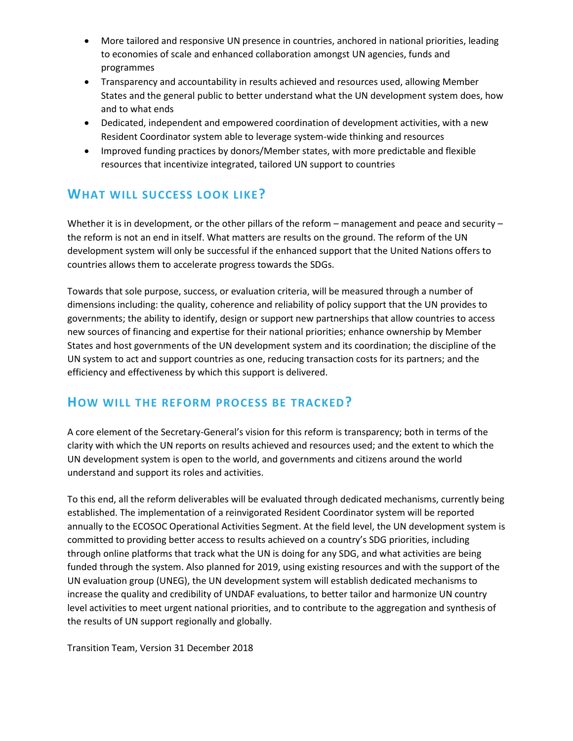- More tailored and responsive UN presence in countries, anchored in national priorities, leading to economies of scale and enhanced collaboration amongst UN agencies, funds and programmes
- Transparency and accountability in results achieved and resources used, allowing Member States and the general public to better understand what the UN development system does, how and to what ends
- Dedicated, independent and empowered coordination of development activities, with a new Resident Coordinator system able to leverage system-wide thinking and resources
- Improved funding practices by donors/Member states, with more predictable and flexible resources that incentivize integrated, tailored UN support to countries

## What will success look like?

Whether it is in development, or the other pillars of the reform – management and peace and security – the reform is not an end in itself. What matters are results on the ground. The reform of the UN development system will only be successful if the enhanced support that the United Nations offers to countries allows them to accelerate progress towards the SDGs.

Towards that sole purpose, success, or evaluation criteria, will be measured through a number of dimensions including: the quality, coherence and reliability of policy support that the UN provides to governments; the ability to identify, design or support new partnerships that allow countries to access new sources of financing and expertise for their national priorities; enhance ownership by Member States and host governments of the UN development system and its coordination; the discipline of the UN system to act and support countries as one, reducing transaction costs for its partners; and the efficiency and effectiveness by which this support is delivered.

## How will the reform process be tracked?

A core element of the Secretary-General's vision for this reform is transparency; both in terms of the clarity with which the UN reports on results achieved and resources used; and the extent to which the UN development system is open to the world, and governments and citizens around the world understand and support its roles and activities.

To this end, all the reform deliverables will be evaluated through dedicated mechanisms, currently being established. The implementation of a reinvigorated Resident Coordinator system will be reported annually to the ECOSOC Operational Activities Segment. At the field level, the UN development system is committed to providing better access to results achieved on a country's SDG priorities, including through online platforms that track what the UN is doing for any SDG, and what activities are being funded through the system. Also planned for 2019, using existing resources and with the support of the UN evaluation group (UNEG), the UN development system will establish dedicated mechanisms to increase the quality and credibility of UNDAF evaluations, to better tailor and harmonize UN country level activities to meet urgent national priorities, and to contribute to the aggregation and synthesis of the results of UN support regionally and globally.

Transition Team, Version 31 December 2018